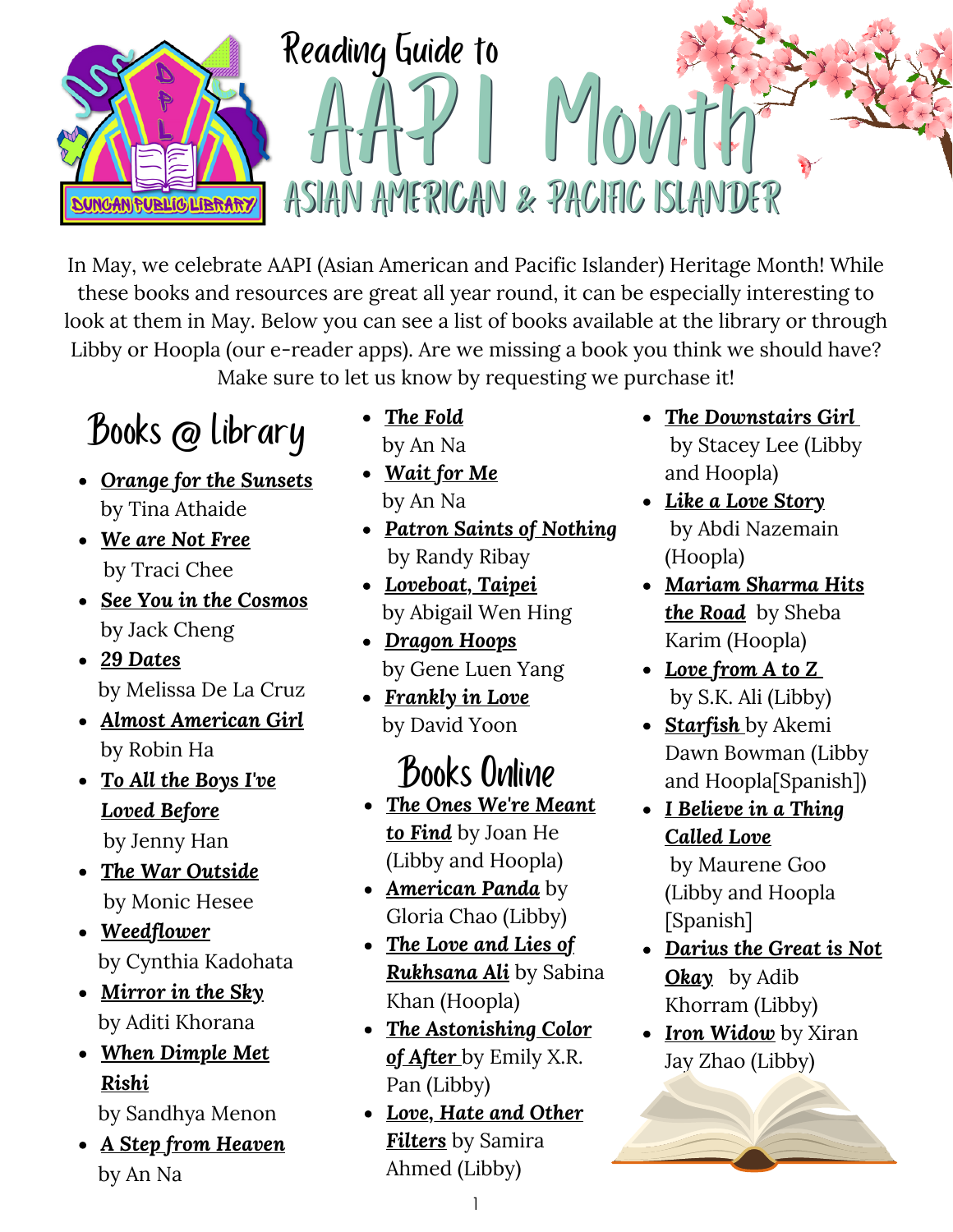# Reading Guide to AAPI Month

## ASIAN AMERICAN & PACIFIC ISLANDER

In May, we celebrate AAPI (Asian American and Pacific Islander) Heritage Month! While these books and resources are great all year round, it can be especially interesting to look at them in May. Below you can see a list of books available at the library or through Libby or Hoopla (our e-reader apps). Are we missing a book you think we should have? Make sure to let us know by requesting we purchase it!

## Books @ library

- ***Orange for the Sunsets*** by Tina Athaide
- ***We are Not Free*** by Traci Chee
- ***See You in the Cosmos*** by Jack Cheng
- ***29 Dates*** by Melissa De La Cruz
- ***Almost American Girl*** by Robin Ha
- ***To All the Boys I've Loved Before*** by Jenny Han
- ***The War Outside*** by Monic Hesee
- ***Weedflower*** by Cynthia Kadohata
- ***Mirror in the Sky*** by Aditi Khorana
- ***When Dimple Met Rishi*** by Sandhya Menon
- ***A Step from Heaven*** by An Na
- ***The Fold*** by An Na
- ***Wait for Me*** by An Na
- ***Patron Saints of Nothing*** by Randy Ribay
- ***Loveboat, Taipei*** by Abigail Wen Hing
- ***Dragon Hoops*** by Gene Luen Yang
- ***Frankly in Love*** by David Yoon

## Books Online

- ***The Ones We're Meant to Find*** by Joan He (Libby and Hoopla)
- ***American Panda*** by Gloria Chao (Libby)
- ***The Love and Lies of Rukhsana Ali*** by Sabina Khan (Hoopla)
- ***The Astonishing Color of After*** by Emily X.R. Pan (Libby)
- ***Love, Hate and Other Filters*** by Samira Ahmed (Libby)
- ***The Downstairs Girl*** by Stacey Lee (Libby and Hoopla)
- ***Like a Love Story*** by Abdi Nazemain (Hoopla)
- ***Mariam Sharma Hits the Road*** by Sheba Karim (Hoopla)
- ***Love from A to Z*** by S.K. Ali (Libby)
- ***Starfish*** by Akemi Dawn Bowman (Libby and Hoopla[Spanish])
- ***I Believe in a Thing Called Love*** by Maurene Goo (Libby and Hoopla [Spanish]
- ***Darius the Great is Not Okay*** by Adib Khorram (Libby)
- ***Iron Widow*** by Xiran Jay Zhao (Libby)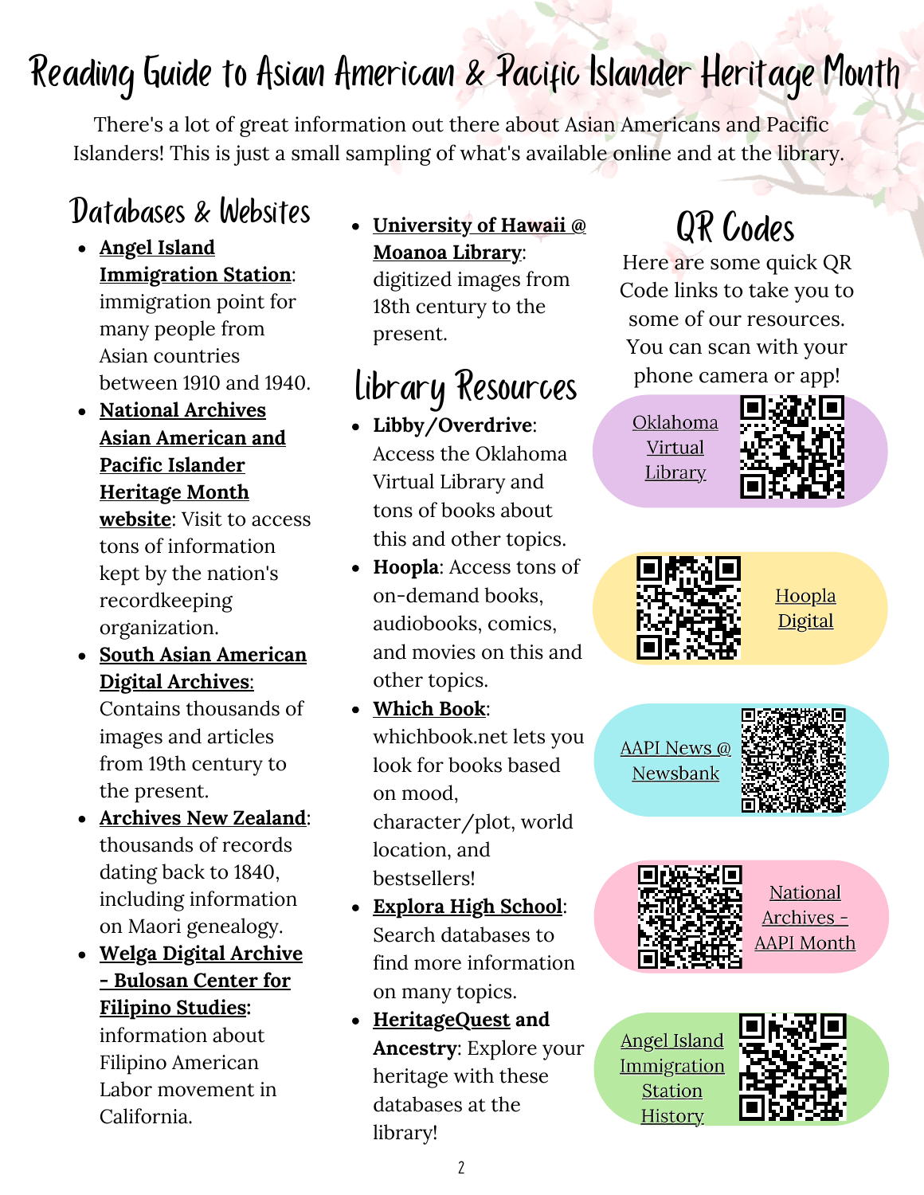# Reading Guide to Asian American & Pacific Islander Heritage Month

There's a lot of great information out there about Asian Americans and Pacific Islanders! This is just a small sampling of what's available online and at the library.

## Databases & Websites

- **Angel Island Immigration Station**: immigration point for many people from Asian countries between 1910 and 1940.
- **National Archives Asian American and Pacific Islander Heritage Month website**: Visit to access tons of information kept by the nation's recordkeeping organization.
- **South Asian American Digital Archives**: Contains thousands of images and articles from 19th century to the present.
- **Archives New Zealand**: thousands of records dating back to 1840, including information on Maori genealogy.
- **Welga Digital Archive - Bulosan Center for Filipino Studies**: information about Filipino American Labor movement in California.
- **University of Hawaii @ Moanoa Library**: digitized images from 18th century to the present.

## Library Resources

- **Libby/Overdrive**: Access the Oklahoma Virtual Library and tons of books about this and other topics.
- **Hoopla**: Access tons of on-demand books, audiobooks, comics, and movies on this and other topics.
- **Which Book**: whichbook.net lets you look for books based on mood, character/plot, world location, and bestsellers!
- **Explora High School**: Search databases to find more information on many topics.
- **HeritageQuest and Ancestry**: Explore your heritage with these databases at the library!

## QR Codes

Here are some quick QR Code links to take you to some of our resources. You can scan with your phone camera or app!

- Oklahoma Virtual Library
- Hoopla Digital
- AAPI News @ Newsbank
- National Archives - AAPI Month
- Angel Island Immigration Station History